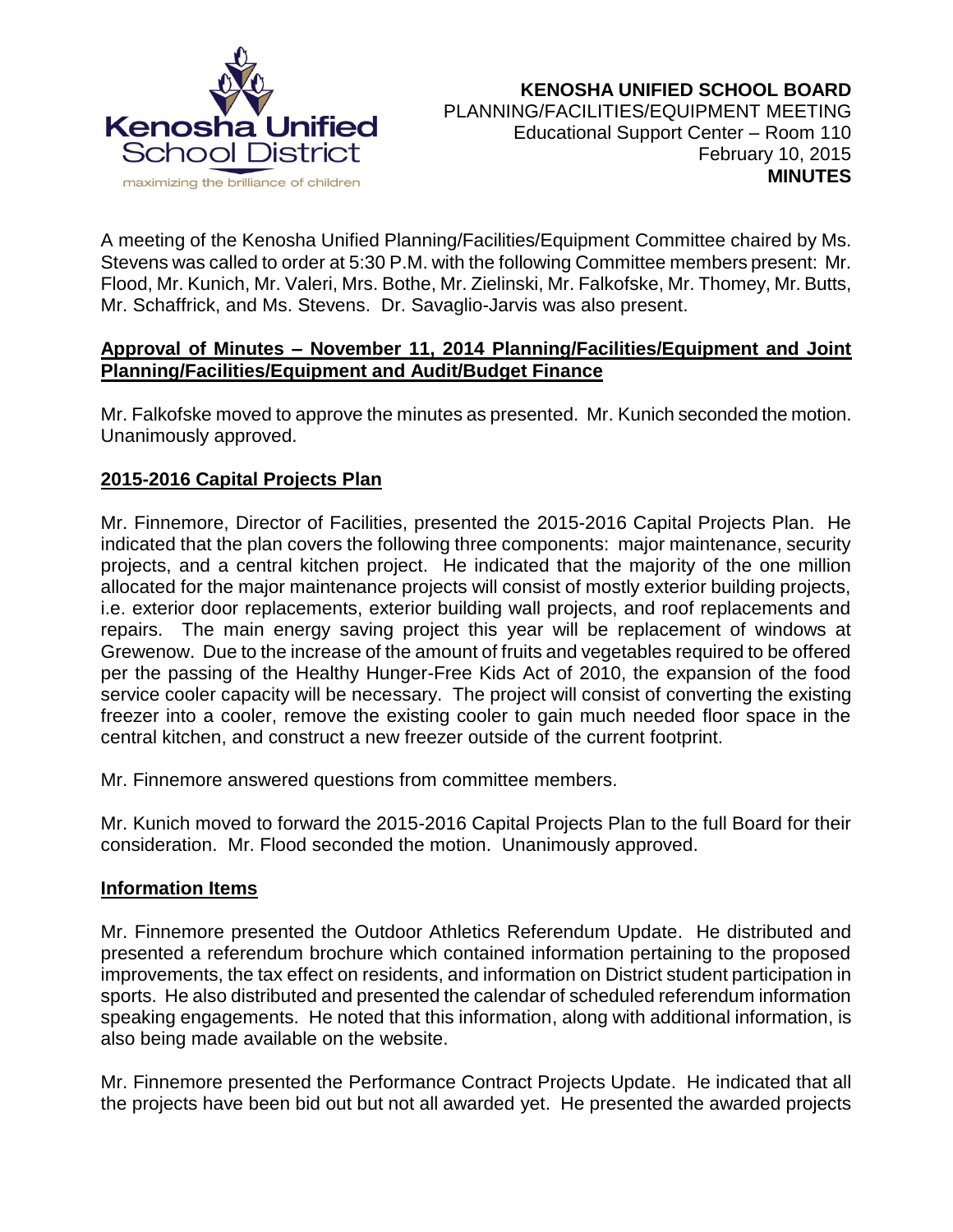**KENOSHA UNIFIED SCHOOL BOARD**
PLANNING/FACILITIES/EQUIPMENT MEETING
Educational Support Center – Room 110
February 10, 2015
**MINUTES**

A meeting of the Kenosha Unified Planning/Facilities/Equipment Committee chaired by Ms. Stevens was called to order at 5:30 P.M. with the following Committee members present: Mr. Flood, Mr. Kunich, Mr. Valeri, Mrs. Bothe, Mr. Zielinski, Mr. Falkofske, Mr. Thomey, Mr. Butts, Mr. Schaffrick, and Ms. Stevens. Dr. Savaglio-Jarvis was also present.

**Approval of Minutes – November 11, 2014 Planning/Facilities/Equipment and Joint Planning/Facilities/Equipment and Audit/Budget Finance**

Mr. Falkofske moved to approve the minutes as presented. Mr. Kunich seconded the motion. Unanimously approved.

**2015-2016 Capital Projects Plan**

Mr. Finnemore, Director of Facilities, presented the 2015-2016 Capital Projects Plan. He indicated that the plan covers the following three components: major maintenance, security projects, and a central kitchen project. He indicated that the majority of the one million allocated for the major maintenance projects will consist of mostly exterior building projects, i.e. exterior door replacements, exterior building wall projects, and roof replacements and repairs. The main energy saving project this year will be replacement of windows at Grewenow. Due to the increase of the amount of fruits and vegetables required to be offered per the passing of the Healthy Hunger-Free Kids Act of 2010, the expansion of the food service cooler capacity will be necessary. The project will consist of converting the existing freezer into a cooler, remove the existing cooler to gain much needed floor space in the central kitchen, and construct a new freezer outside of the current footprint.

Mr. Finnemore answered questions from committee members.

Mr. Kunich moved to forward the 2015-2016 Capital Projects Plan to the full Board for their consideration. Mr. Flood seconded the motion. Unanimously approved.

**Information Items**

Mr. Finnemore presented the Outdoor Athletics Referendum Update. He distributed and presented a referendum brochure which contained information pertaining to the proposed improvements, the tax effect on residents, and information on District student participation in sports. He also distributed and presented the calendar of scheduled referendum information speaking engagements. He noted that this information, along with additional information, is also being made available on the website.

Mr. Finnemore presented the Performance Contract Projects Update. He indicated that all the projects have been bid out but not all awarded yet. He presented the awarded projects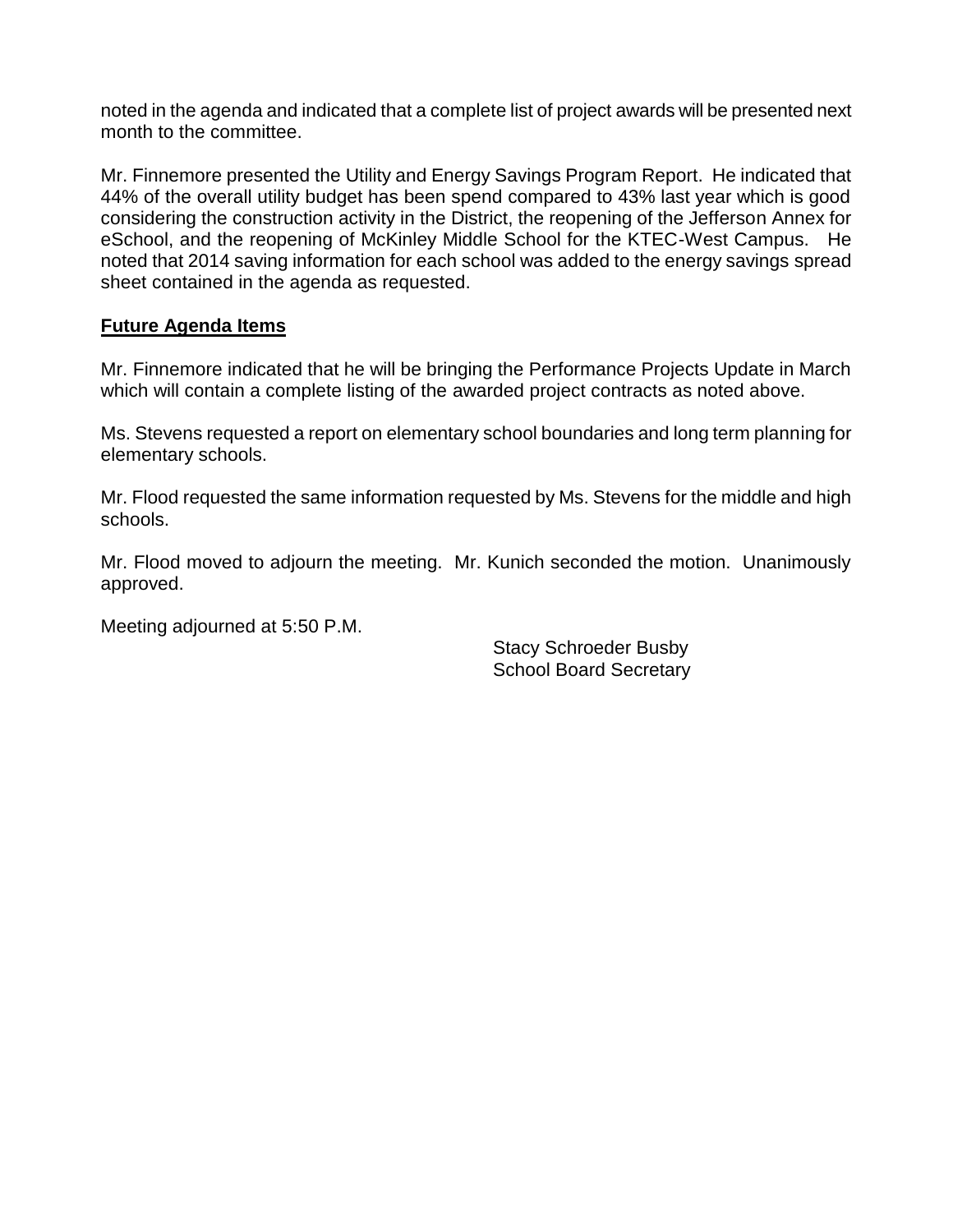noted in the agenda and indicated that a complete list of project awards will be presented next month to the committee.

Mr. Finnemore presented the Utility and Energy Savings Program Report. He indicated that 44% of the overall utility budget has been spend compared to 43% last year which is good considering the construction activity in the District, the reopening of the Jefferson Annex for eSchool, and the reopening of McKinley Middle School for the KTEC-West Campus. He noted that 2014 saving information for each school was added to the energy savings spread sheet contained in the agenda as requested.

## Future Agenda Items

Mr. Finnemore indicated that he will be bringing the Performance Projects Update in March which will contain a complete listing of the awarded project contracts as noted above.

Ms. Stevens requested a report on elementary school boundaries and long term planning for elementary schools.

Mr. Flood requested the same information requested by Ms. Stevens for the middle and high schools.

Mr. Flood moved to adjourn the meeting. Mr. Kunich seconded the motion. Unanimously approved.

Meeting adjourned at 5:50 P.M.

Stacy Schroeder Busby
School Board Secretary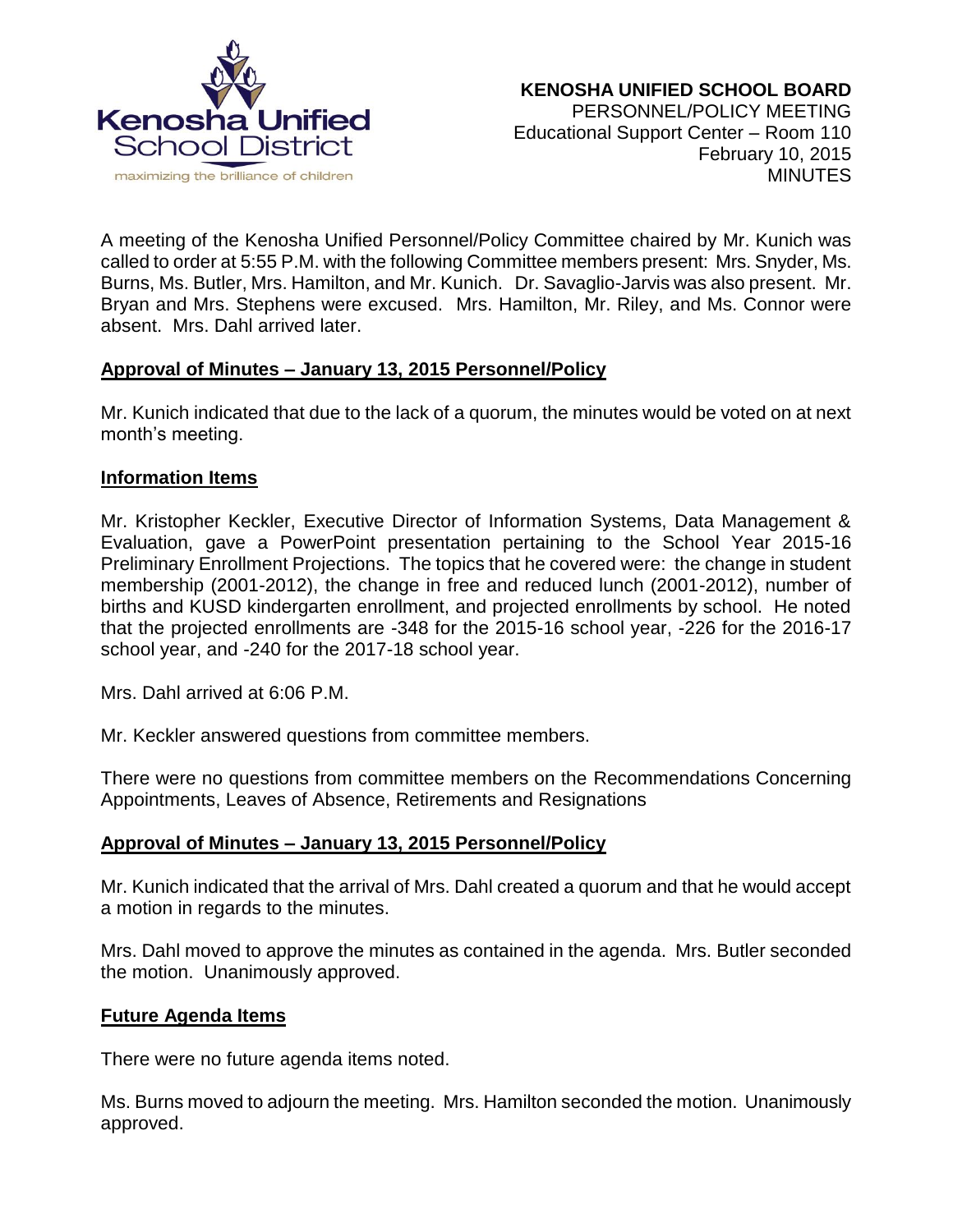**KENOSHA UNIFIED SCHOOL BOARD**
PERSONNEL/POLICY MEETING
Educational Support Center – Room 110
February 10, 2015
MINUTES

A meeting of the Kenosha Unified Personnel/Policy Committee chaired by Mr. Kunich was called to order at 5:55 P.M. with the following Committee members present: Mrs. Snyder, Ms. Burns, Ms. Butler, Mrs. Hamilton, and Mr. Kunich. Dr. Savaglio-Jarvis was also present. Mr. Bryan and Mrs. Stephens were excused. Mrs. Hamilton, Mr. Riley, and Ms. Connor were absent. Mrs. Dahl arrived later.

**Approval of Minutes – January 13, 2015 Personnel/Policy**

Mr. Kunich indicated that due to the lack of a quorum, the minutes would be voted on at next month's meeting.

**Information Items**

Mr. Kristopher Keckler, Executive Director of Information Systems, Data Management & Evaluation, gave a PowerPoint presentation pertaining to the School Year 2015-16 Preliminary Enrollment Projections. The topics that he covered were: the change in student membership (2001-2012), the change in free and reduced lunch (2001-2012), number of births and KUSD kindergarten enrollment, and projected enrollments by school. He noted that the projected enrollments are -348 for the 2015-16 school year, -226 for the 2016-17 school year, and -240 for the 2017-18 school year.

Mrs. Dahl arrived at 6:06 P.M.

Mr. Keckler answered questions from committee members.

There were no questions from committee members on the Recommendations Concerning Appointments, Leaves of Absence, Retirements and Resignations

**Approval of Minutes – January 13, 2015 Personnel/Policy**

Mr. Kunich indicated that the arrival of Mrs. Dahl created a quorum and that he would accept a motion in regards to the minutes.

Mrs. Dahl moved to approve the minutes as contained in the agenda. Mrs. Butler seconded the motion. Unanimously approved.

**Future Agenda Items**

There were no future agenda items noted.

Ms. Burns moved to adjourn the meeting. Mrs. Hamilton seconded the motion. Unanimously approved.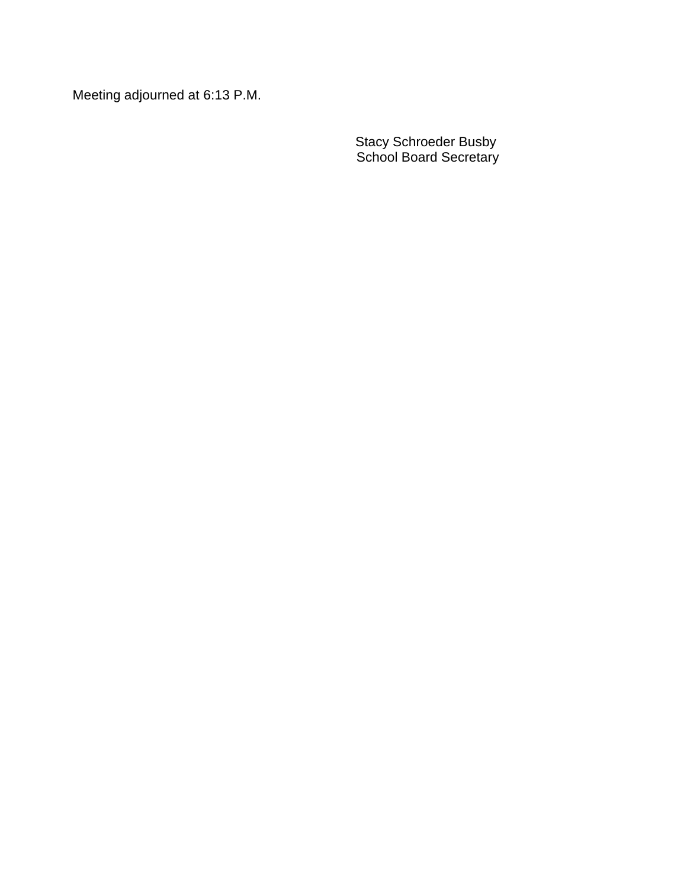Meeting adjourned at 6:13 P.M.

Stacy Schroeder Busby
School Board Secretary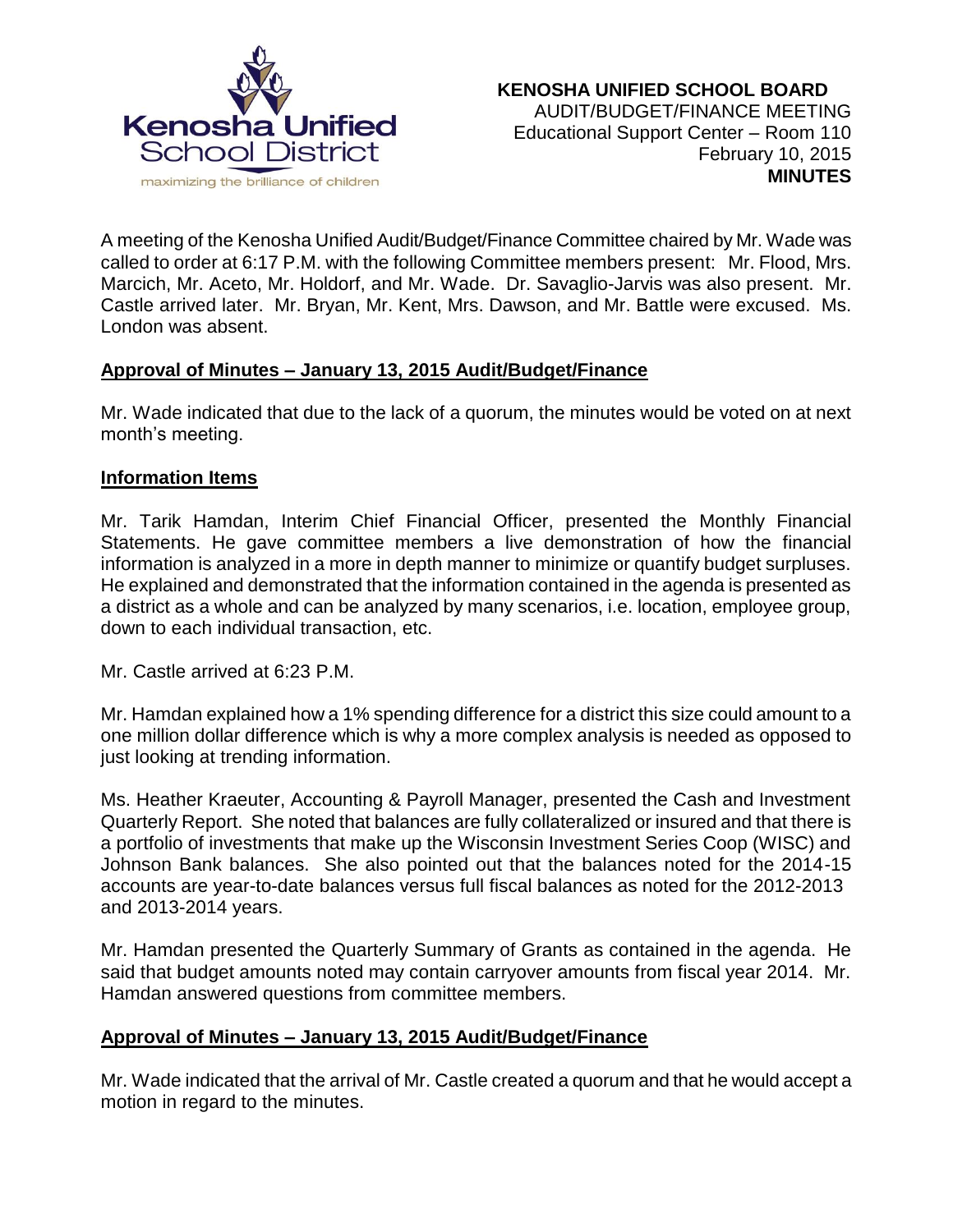**KENOSHA UNIFIED SCHOOL BOARD**
AUDIT/BUDGET/FINANCE MEETING
Educational Support Center – Room 110
February 10, 2015
**MINUTES**

A meeting of the Kenosha Unified Audit/Budget/Finance Committee chaired by Mr. Wade was called to order at 6:17 P.M. with the following Committee members present: Mr. Flood, Mrs. Marcich, Mr. Aceto, Mr. Holdorf, and Mr. Wade. Dr. Savaglio-Jarvis was also present. Mr. Castle arrived later. Mr. Bryan, Mr. Kent, Mrs. Dawson, and Mr. Battle were excused. Ms. London was absent.

**Approval of Minutes – January 13, 2015 Audit/Budget/Finance**

Mr. Wade indicated that due to the lack of a quorum, the minutes would be voted on at next month's meeting.

**Information Items**

Mr. Tarik Hamdan, Interim Chief Financial Officer, presented the Monthly Financial Statements. He gave committee members a live demonstration of how the financial information is analyzed in a more in depth manner to minimize or quantify budget surpluses. He explained and demonstrated that the information contained in the agenda is presented as a district as a whole and can be analyzed by many scenarios, i.e. location, employee group, down to each individual transaction, etc.

Mr. Castle arrived at 6:23 P.M.

Mr. Hamdan explained how a 1% spending difference for a district this size could amount to a one million dollar difference which is why a more complex analysis is needed as opposed to just looking at trending information.

Ms. Heather Kraeuter, Accounting & Payroll Manager, presented the Cash and Investment Quarterly Report. She noted that balances are fully collateralized or insured and that there is a portfolio of investments that make up the Wisconsin Investment Series Coop (WISC) and Johnson Bank balances. She also pointed out that the balances noted for the 2014-15 accounts are year-to-date balances versus full fiscal balances as noted for the 2012-2013 and 2013-2014 years.

Mr. Hamdan presented the Quarterly Summary of Grants as contained in the agenda. He said that budget amounts noted may contain carryover amounts from fiscal year 2014. Mr. Hamdan answered questions from committee members.

**Approval of Minutes – January 13, 2015 Audit/Budget/Finance**

Mr. Wade indicated that the arrival of Mr. Castle created a quorum and that he would accept a motion in regard to the minutes.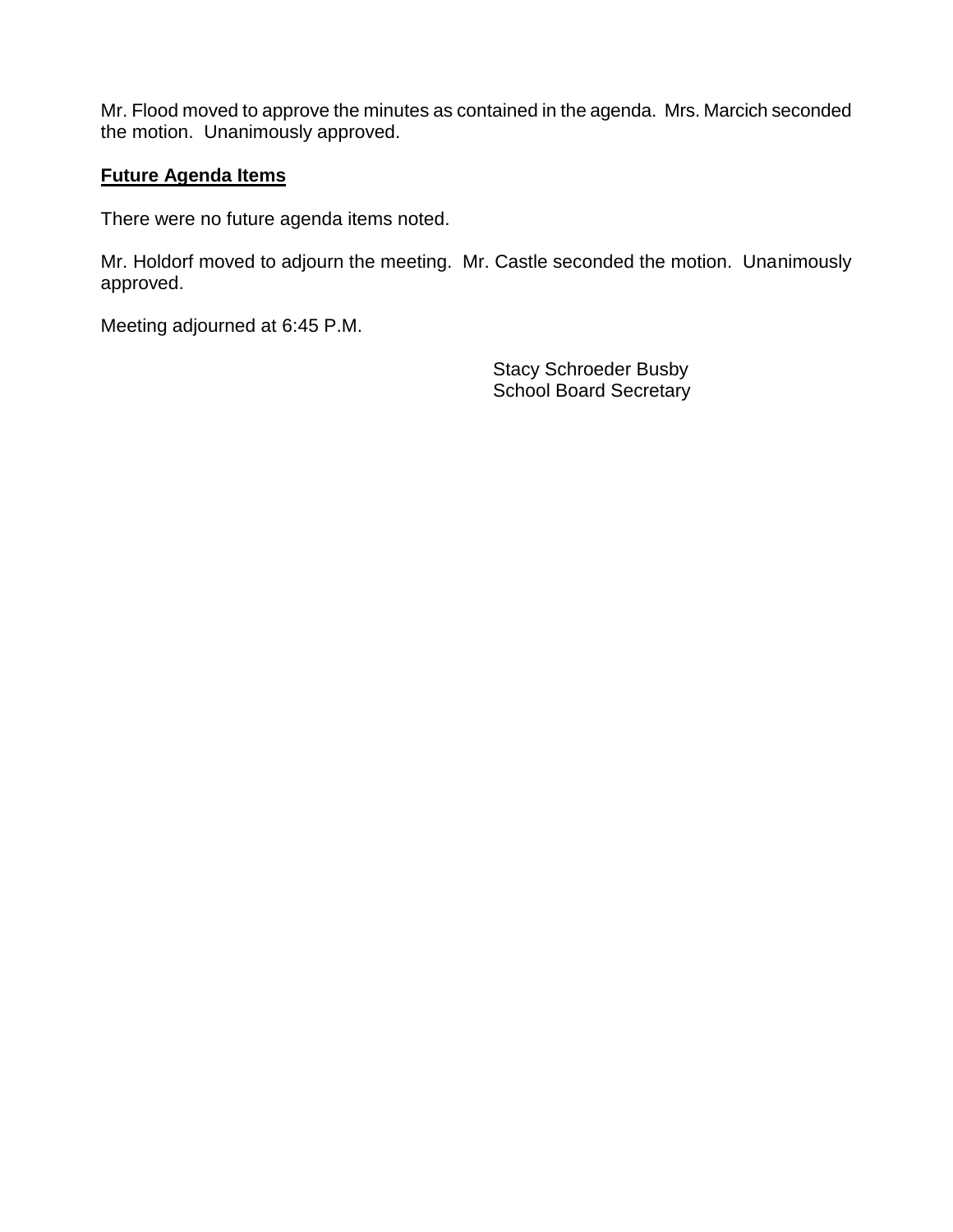Mr. Flood moved to approve the minutes as contained in the agenda. Mrs. Marcich seconded the motion. Unanimously approved.

**Future Agenda Items**

There were no future agenda items noted.

Mr. Holdorf moved to adjourn the meeting. Mr. Castle seconded the motion. Unanimously approved.

Meeting adjourned at 6:45 P.M.

Stacy Schroeder Busby
School Board Secretary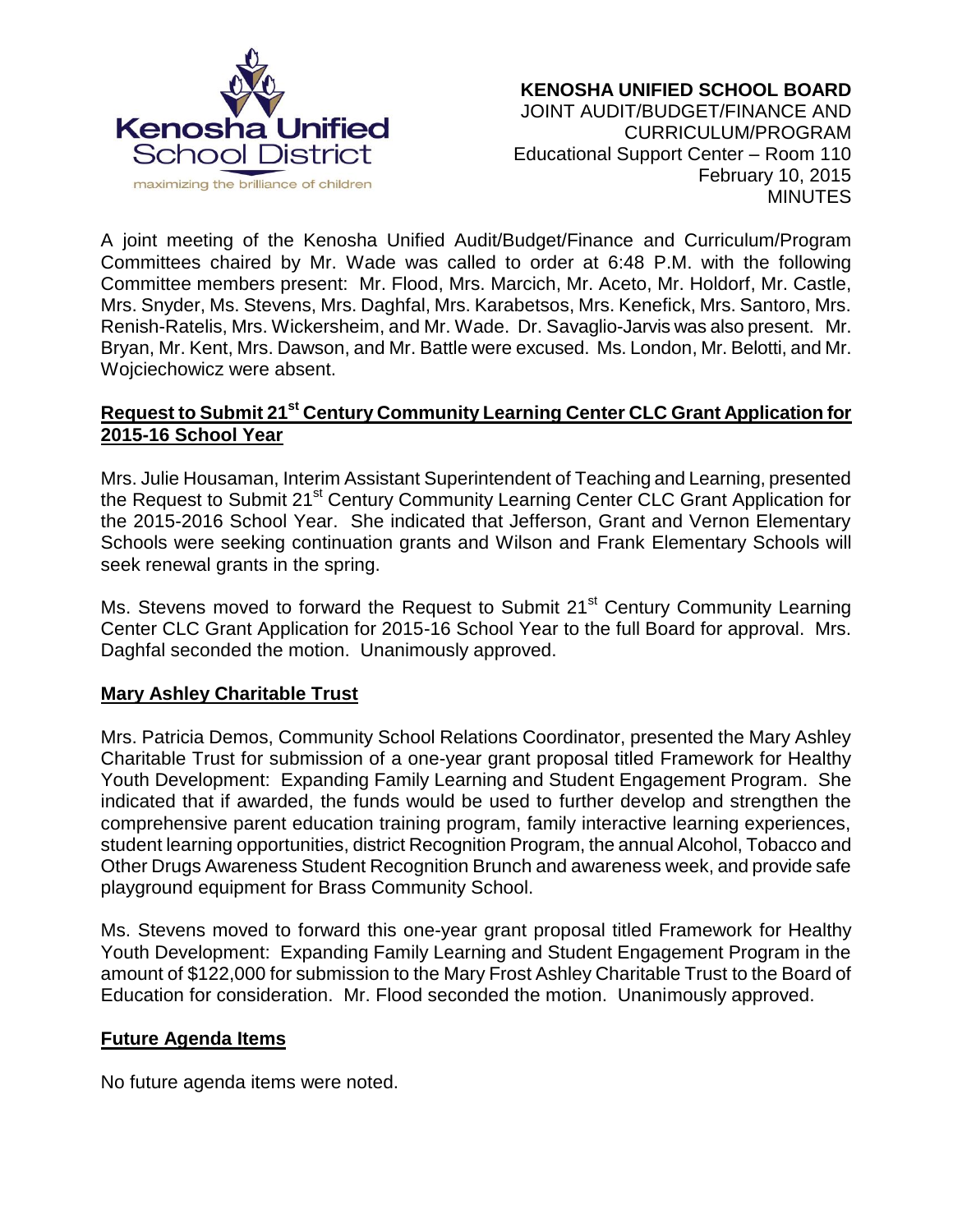**KENOSHA UNIFIED SCHOOL BOARD**
JOINT AUDIT/BUDGET/FINANCE AND CURRICULUM/PROGRAM
Educational Support Center – Room 110
February 10, 2015
MINUTES

A joint meeting of the Kenosha Unified Audit/Budget/Finance and Curriculum/Program Committees chaired by Mr. Wade was called to order at 6:48 P.M. with the following Committee members present: Mr. Flood, Mrs. Marcich, Mr. Aceto, Mr. Holdorf, Mr. Castle, Mrs. Snyder, Ms. Stevens, Mrs. Daghfal, Mrs. Karabetsos, Mrs. Kenefick, Mrs. Santoro, Mrs. Renish-Ratelis, Mrs. Wickersheim, and Mr. Wade. Dr. Savaglio-Jarvis was also present. Mr. Bryan, Mr. Kent, Mrs. Dawson, and Mr. Battle were excused. Ms. London, Mr. Belotti, and Mr. Wojciechowicz were absent.

## Request to Submit 21st Century Community Learning Center CLC Grant Application for 2015-16 School Year

Mrs. Julie Housaman, Interim Assistant Superintendent of Teaching and Learning, presented the Request to Submit 21st Century Community Learning Center CLC Grant Application for the 2015-2016 School Year. She indicated that Jefferson, Grant and Vernon Elementary Schools were seeking continuation grants and Wilson and Frank Elementary Schools will seek renewal grants in the spring.

Ms. Stevens moved to forward the Request to Submit 21st Century Community Learning Center CLC Grant Application for 2015-16 School Year to the full Board for approval. Mrs. Daghfal seconded the motion. Unanimously approved.

## Mary Ashley Charitable Trust

Mrs. Patricia Demos, Community School Relations Coordinator, presented the Mary Ashley Charitable Trust for submission of a one-year grant proposal titled Framework for Healthy Youth Development: Expanding Family Learning and Student Engagement Program. She indicated that if awarded, the funds would be used to further develop and strengthen the comprehensive parent education training program, family interactive learning experiences, student learning opportunities, district Recognition Program, the annual Alcohol, Tobacco and Other Drugs Awareness Student Recognition Brunch and awareness week, and provide safe playground equipment for Brass Community School.

Ms. Stevens moved to forward this one-year grant proposal titled Framework for Healthy Youth Development: Expanding Family Learning and Student Engagement Program in the amount of $122,000 for submission to the Mary Frost Ashley Charitable Trust to the Board of Education for consideration. Mr. Flood seconded the motion. Unanimously approved.

## Future Agenda Items

No future agenda items were noted.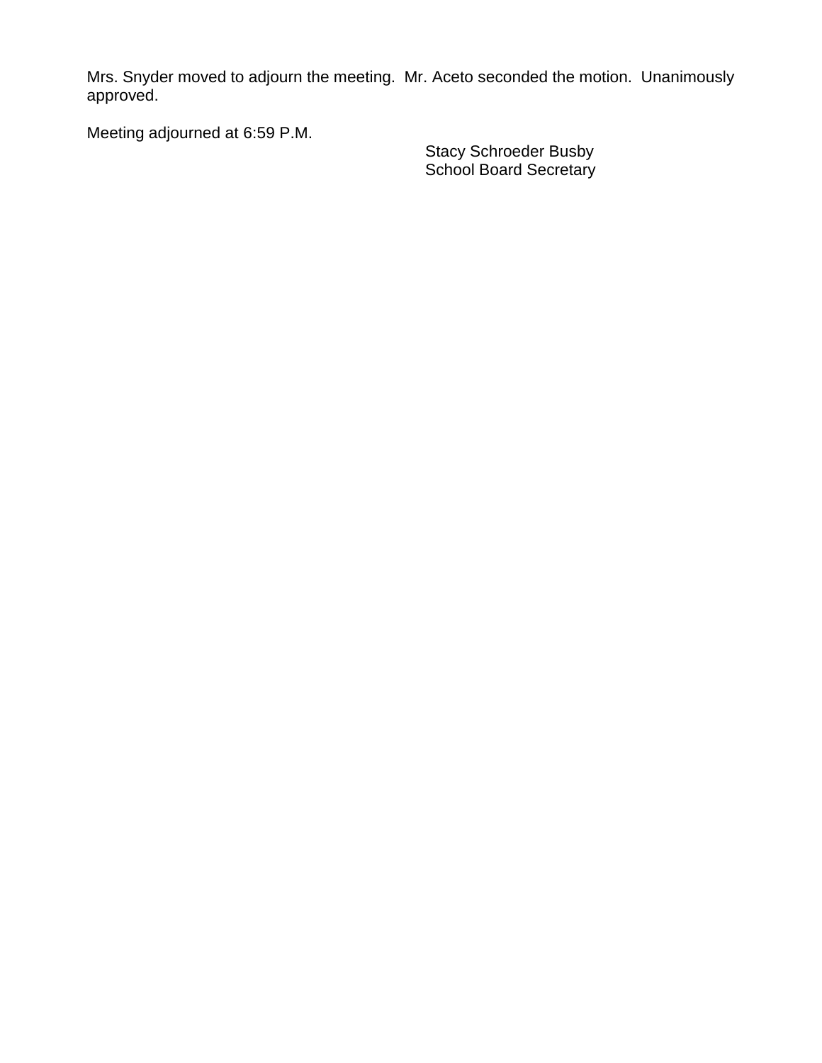Mrs. Snyder moved to adjourn the meeting. Mr. Aceto seconded the motion. Unanimously approved.

Meeting adjourned at 6:59 P.M.

Stacy Schroeder Busby
School Board Secretary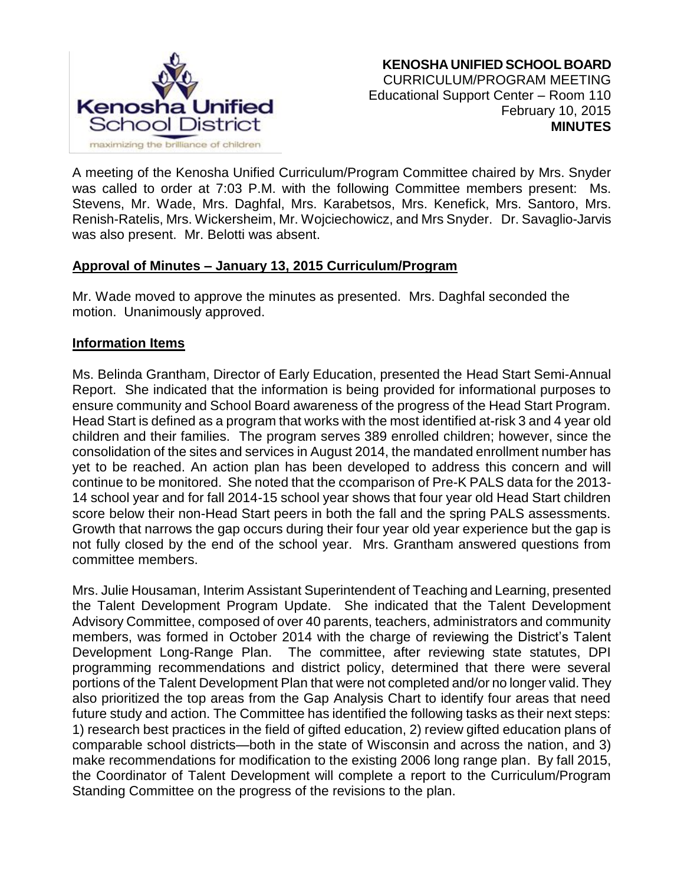**KENOSHA UNIFIED SCHOOL BOARD**
CURRICULUM/PROGRAM MEETING
Educational Support Center – Room 110
February 10, 2015
**MINUTES**

A meeting of the Kenosha Unified Curriculum/Program Committee chaired by Mrs. Snyder was called to order at 7:03 P.M. with the following Committee members present: Ms. Stevens, Mr. Wade, Mrs. Daghfal, Mrs. Karabetsos, Mrs. Kenefick, Mrs. Santoro, Mrs. Renish-Ratelis, Mrs. Wickersheim, Mr. Wojciechowicz, and Mrs Snyder. Dr. Savaglio-Jarvis was also present. Mr. Belotti was absent.

**Approval of Minutes – January 13, 2015 Curriculum/Program**

Mr. Wade moved to approve the minutes as presented. Mrs. Daghfal seconded the motion. Unanimously approved.

**Information Items**

Ms. Belinda Grantham, Director of Early Education, presented the Head Start Semi-Annual Report. She indicated that the information is being provided for informational purposes to ensure community and School Board awareness of the progress of the Head Start Program. Head Start is defined as a program that works with the most identified at-risk 3 and 4 year old children and their families. The program serves 389 enrolled children; however, since the consolidation of the sites and services in August 2014, the mandated enrollment number has yet to be reached. An action plan has been developed to address this concern and will continue to be monitored. She noted that the ccomparison of Pre-K PALS data for the 2013-14 school year and for fall 2014-15 school year shows that four year old Head Start children score below their non-Head Start peers in both the fall and the spring PALS assessments. Growth that narrows the gap occurs during their four year old year experience but the gap is not fully closed by the end of the school year. Mrs. Grantham answered questions from committee members.

Mrs. Julie Housaman, Interim Assistant Superintendent of Teaching and Learning, presented the Talent Development Program Update. She indicated that the Talent Development Advisory Committee, composed of over 40 parents, teachers, administrators and community members, was formed in October 2014 with the charge of reviewing the District's Talent Development Long-Range Plan. The committee, after reviewing state statutes, DPI programming recommendations and district policy, determined that there were several portions of the Talent Development Plan that were not completed and/or no longer valid. They also prioritized the top areas from the Gap Analysis Chart to identify four areas that need future study and action. The Committee has identified the following tasks as their next steps: 1) research best practices in the field of gifted education, 2) review gifted education plans of comparable school districts—both in the state of Wisconsin and across the nation, and 3) make recommendations for modification to the existing 2006 long range plan. By fall 2015, the Coordinator of Talent Development will complete a report to the Curriculum/Program Standing Committee on the progress of the revisions to the plan.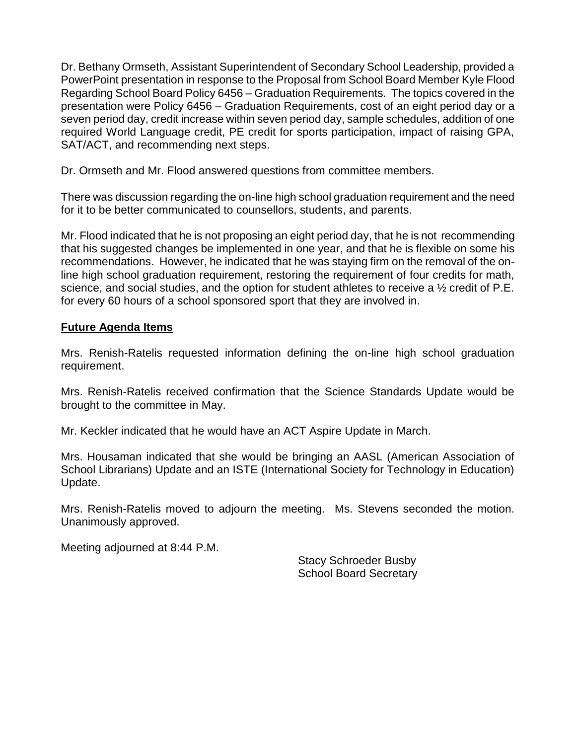Dr. Bethany Ormseth, Assistant Superintendent of Secondary School Leadership, provided a PowerPoint presentation in response to the Proposal from School Board Member Kyle Flood Regarding School Board Policy 6456 – Graduation Requirements. The topics covered in the presentation were Policy 6456 – Graduation Requirements, cost of an eight period day or a seven period day, credit increase within seven period day, sample schedules, addition of one required World Language credit, PE credit for sports participation, impact of raising GPA, SAT/ACT, and recommending next steps.

Dr. Ormseth and Mr. Flood answered questions from committee members.

There was discussion regarding the on-line high school graduation requirement and the need for it to be better communicated to counsellors, students, and parents.

Mr. Flood indicated that he is not proposing an eight period day, that he is not recommending that his suggested changes be implemented in one year, and that he is flexible on some his recommendations. However, he indicated that he was staying firm on the removal of the on-line high school graduation requirement, restoring the requirement of four credits for math, science, and social studies, and the option for student athletes to receive a ½ credit of P.E. for every 60 hours of a school sponsored sport that they are involved in.

## Future Agenda Items

Mrs. Renish-Ratelis requested information defining the on-line high school graduation requirement.

Mrs. Renish-Ratelis received confirmation that the Science Standards Update would be brought to the committee in May.

Mr. Keckler indicated that he would have an ACT Aspire Update in March.

Mrs. Housaman indicated that she would be bringing an AASL (American Association of School Librarians) Update and an ISTE (International Society for Technology in Education) Update.

Mrs. Renish-Ratelis moved to adjourn the meeting. Ms. Stevens seconded the motion. Unanimously approved.

Meeting adjourned at 8:44 P.M.

Stacy Schroeder Busby
School Board Secretary